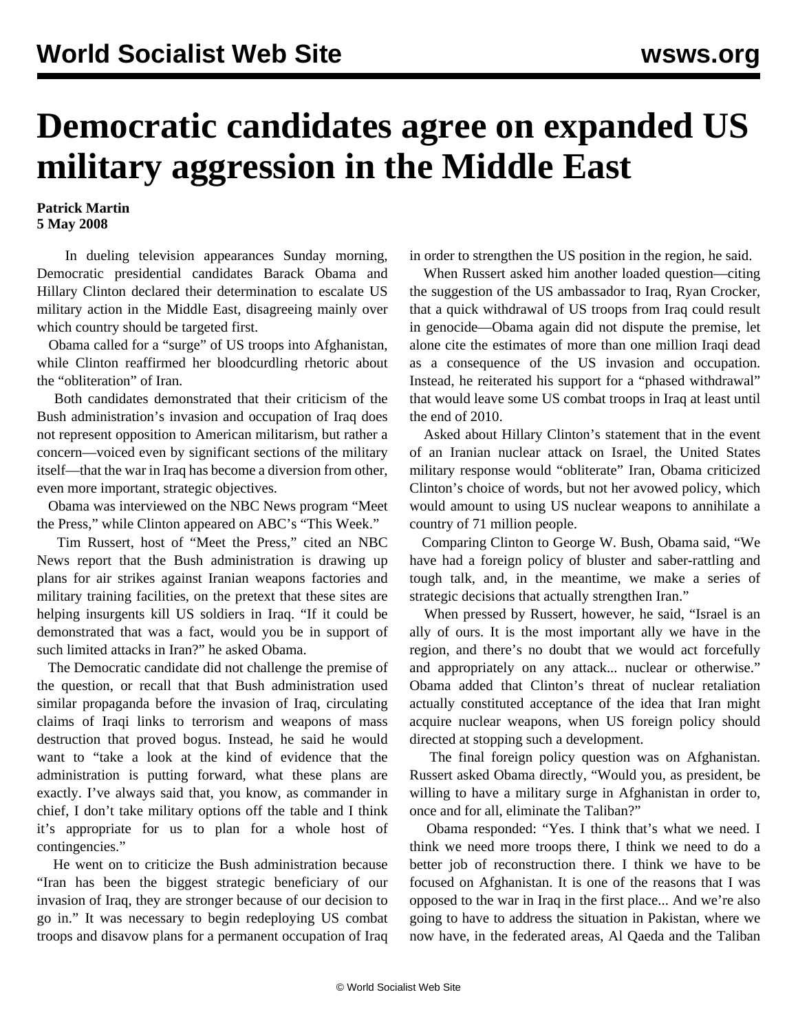# Democratic candidates agree on expanded US military aggression in the Middle East

**Patrick Martin**
**5 May 2008**

In dueling television appearances Sunday morning, Democratic presidential candidates Barack Obama and Hillary Clinton declared their determination to escalate US military action in the Middle East, disagreeing mainly over which country should be targeted first.

Obama called for a "surge" of US troops into Afghanistan, while Clinton reaffirmed her bloodcurdling rhetoric about the "obliteration" of Iran.

Both candidates demonstrated that their criticism of the Bush administration's invasion and occupation of Iraq does not represent opposition to American militarism, but rather a concern—voiced even by significant sections of the military itself—that the war in Iraq has become a diversion from other, even more important, strategic objectives.

Obama was interviewed on the NBC News program "Meet the Press," while Clinton appeared on ABC's "This Week."

Tim Russert, host of "Meet the Press," cited an NBC News report that the Bush administration is drawing up plans for air strikes against Iranian weapons factories and military training facilities, on the pretext that these sites are helping insurgents kill US soldiers in Iraq. "If it could be demonstrated that was a fact, would you be in support of such limited attacks in Iran?" he asked Obama.

The Democratic candidate did not challenge the premise of the question, or recall that that Bush administration used similar propaganda before the invasion of Iraq, circulating claims of Iraqi links to terrorism and weapons of mass destruction that proved bogus. Instead, he said he would want to "take a look at the kind of evidence that the administration is putting forward, what these plans are exactly. I've always said that, you know, as commander in chief, I don't take military options off the table and I think it's appropriate for us to plan for a whole host of contingencies."

He went on to criticize the Bush administration because "Iran has been the biggest strategic beneficiary of our invasion of Iraq, they are stronger because of our decision to go in." It was necessary to begin redeploying US combat troops and disavow plans for a permanent occupation of Iraq in order to strengthen the US position in the region, he said.

When Russert asked him another loaded question—citing the suggestion of the US ambassador to Iraq, Ryan Crocker, that a quick withdrawal of US troops from Iraq could result in genocide—Obama again did not dispute the premise, let alone cite the estimates of more than one million Iraqi dead as a consequence of the US invasion and occupation. Instead, he reiterated his support for a "phased withdrawal" that would leave some US combat troops in Iraq at least until the end of 2010.

Asked about Hillary Clinton's statement that in the event of an Iranian nuclear attack on Israel, the United States military response would "obliterate" Iran, Obama criticized Clinton's choice of words, but not her avowed policy, which would amount to using US nuclear weapons to annihilate a country of 71 million people.

Comparing Clinton to George W. Bush, Obama said, "We have had a foreign policy of bluster and saber-rattling and tough talk, and, in the meantime, we make a series of strategic decisions that actually strengthen Iran."

When pressed by Russert, however, he said, "Israel is an ally of ours. It is the most important ally we have in the region, and there's no doubt that we would act forcefully and appropriately on any attack... nuclear or otherwise." Obama added that Clinton's threat of nuclear retaliation actually constituted acceptance of the idea that Iran might acquire nuclear weapons, when US foreign policy should directed at stopping such a development.

The final foreign policy question was on Afghanistan. Russert asked Obama directly, "Would you, as president, be willing to have a military surge in Afghanistan in order to, once and for all, eliminate the Taliban?"

Obama responded: "Yes. I think that's what we need. I think we need more troops there, I think we need to do a better job of reconstruction there. I think we have to be focused on Afghanistan. It is one of the reasons that I was opposed to the war in Iraq in the first place... And we're also going to have to address the situation in Pakistan, where we now have, in the federated areas, Al Qaeda and the Taliban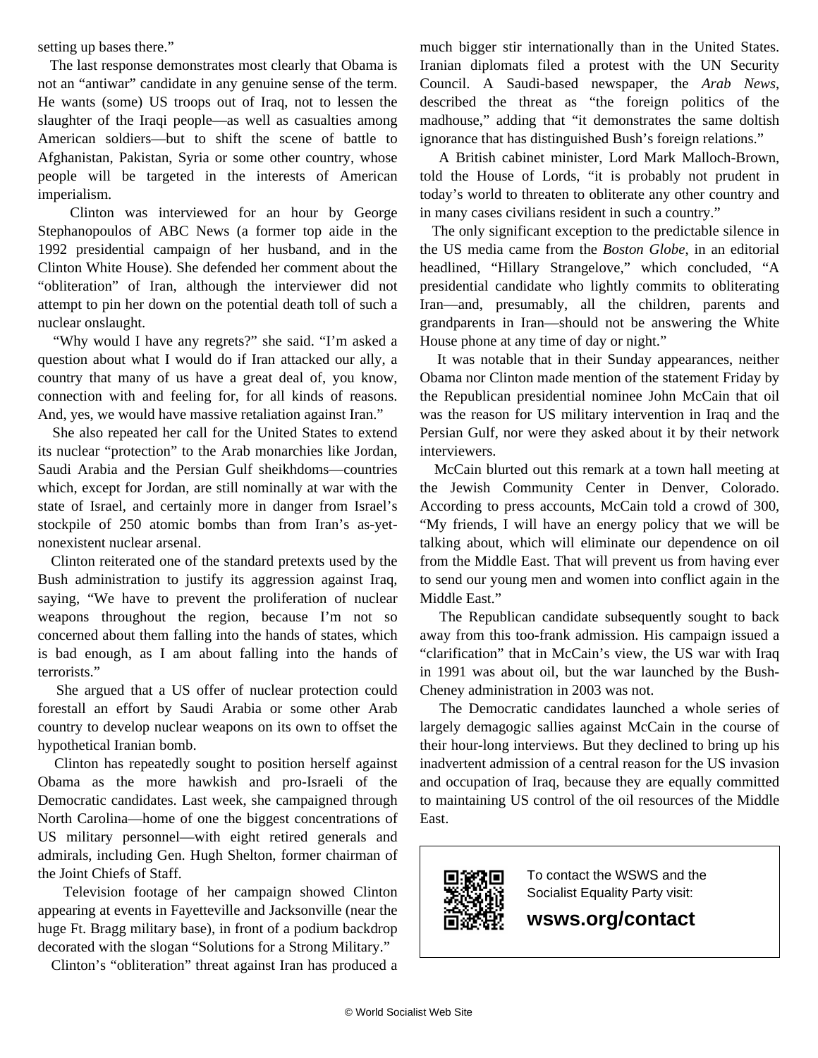setting up bases there."

The last response demonstrates most clearly that Obama is not an "antiwar" candidate in any genuine sense of the term. He wants (some) US troops out of Iraq, not to lessen the slaughter of the Iraqi people—as well as casualties among American soldiers—but to shift the scene of battle to Afghanistan, Pakistan, Syria or some other country, whose people will be targeted in the interests of American imperialism.

Clinton was interviewed for an hour by George Stephanopoulos of ABC News (a former top aide in the 1992 presidential campaign of her husband, and in the Clinton White House). She defended her comment about the "obliteration" of Iran, although the interviewer did not attempt to pin her down on the potential death toll of such a nuclear onslaught.

"Why would I have any regrets?" she said. "I'm asked a question about what I would do if Iran attacked our ally, a country that many of us have a great deal of, you know, connection with and feeling for, for all kinds of reasons. And, yes, we would have massive retaliation against Iran."

She also repeated her call for the United States to extend its nuclear "protection" to the Arab monarchies like Jordan, Saudi Arabia and the Persian Gulf sheikhdoms—countries which, except for Jordan, are still nominally at war with the state of Israel, and certainly more in danger from Israel's stockpile of 250 atomic bombs than from Iran's as-yet-nonexistent nuclear arsenal.

Clinton reiterated one of the standard pretexts used by the Bush administration to justify its aggression against Iraq, saying, "We have to prevent the proliferation of nuclear weapons throughout the region, because I'm not so concerned about them falling into the hands of states, which is bad enough, as I am about falling into the hands of terrorists."

She argued that a US offer of nuclear protection could forestall an effort by Saudi Arabia or some other Arab country to develop nuclear weapons on its own to offset the hypothetical Iranian bomb.

Clinton has repeatedly sought to position herself against Obama as the more hawkish and pro-Israeli of the Democratic candidates. Last week, she campaigned through North Carolina—home of one the biggest concentrations of US military personnel—with eight retired generals and admirals, including Gen. Hugh Shelton, former chairman of the Joint Chiefs of Staff.

Television footage of her campaign showed Clinton appearing at events in Fayetteville and Jacksonville (near the huge Ft. Bragg military base), in front of a podium backdrop decorated with the slogan "Solutions for a Strong Military."

Clinton's "obliteration" threat against Iran has produced a much bigger stir internationally than in the United States. Iranian diplomats filed a protest with the UN Security Council. A Saudi-based newspaper, the *Arab News*, described the threat as "the foreign politics of the madhouse," adding that "it demonstrates the same doltish ignorance that has distinguished Bush's foreign relations."

A British cabinet minister, Lord Mark Malloch-Brown, told the House of Lords, "it is probably not prudent in today's world to threaten to obliterate any other country and in many cases civilians resident in such a country."

The only significant exception to the predictable silence in the US media came from the *Boston Globe*, in an editorial headlined, "Hillary Strangelove," which concluded, "A presidential candidate who lightly commits to obliterating Iran—and, presumably, all the children, parents and grandparents in Iran—should not be answering the White House phone at any time of day or night."

It was notable that in their Sunday appearances, neither Obama nor Clinton made mention of the statement Friday by the Republican presidential nominee John McCain that oil was the reason for US military intervention in Iraq and the Persian Gulf, nor were they asked about it by their network interviewers.

McCain blurted out this remark at a town hall meeting at the Jewish Community Center in Denver, Colorado. According to press accounts, McCain told a crowd of 300, "My friends, I will have an energy policy that we will be talking about, which will eliminate our dependence on oil from the Middle East. That will prevent us from having ever to send our young men and women into conflict again in the Middle East."

The Republican candidate subsequently sought to back away from this too-frank admission. His campaign issued a "clarification" that in McCain's view, the US war with Iraq in 1991 was about oil, but the war launched by the Bush-Cheney administration in 2003 was not.

The Democratic candidates launched a whole series of largely demagogic sallies against McCain in the course of their hour-long interviews. But they declined to bring up his inadvertent admission of a central reason for the US invasion and occupation of Iraq, because they are equally committed to maintaining US control of the oil resources of the Middle East.

To contact the WSWS and the Socialist Equality Party visit:

**wsws.org/contact**